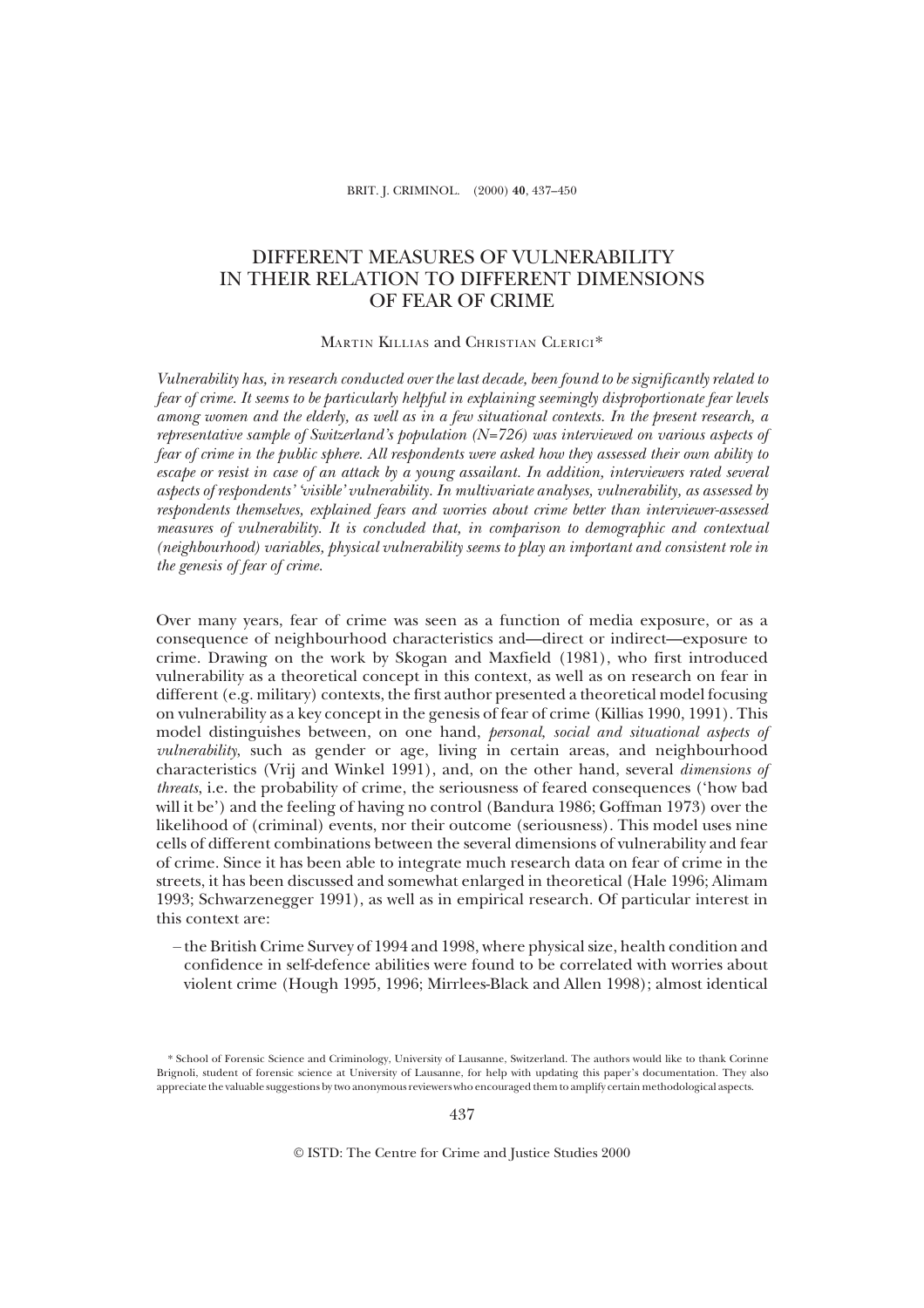# DIFFERENT MEASURES OF VULNERABILITY IN THEIR RELATION TO DIFFERENT DIMENSIONS OF FEAR OF CRIME

Martin Killias and Christian Clerici*

*Vulnerability has, in research conducted over the last decade, been found to be significantly related to fear of crime. It seems to be particularly helpful in explaining seemingly disproportionate fear levels among women and the elderly, as well as in a few situational contexts. In the present research, a representative sample of Switzerland's population (N=726) was interviewed on various aspects of fear of crime in the public sphere. All respondents were asked how they assessed their own ability to escape or resist in case of an attack by a young assailant. In addition, interviewers rated several aspects of respondents' 'visible' vulnerability. In multivariate analyses, vulnerability, as assessed by respondents themselves, explained fears and worries about crime better than interviewer-assessed measures of vulnerability. It is concluded that, in comparison to demographic and contextual (neighbourhood) variables, physical vulnerability seems to play an important and consistent role in the genesis of fear of crime.*

Over many years, fear of crime was seen as a function of media exposure, or as a consequence of neighbourhood characteristics and—direct or indirect—exposure to crime. Drawing on the work by Skogan and Maxfield (1981), who first introduced vulnerability as a theoretical concept in this context, as well as on research on fear in different (e.g. military) contexts, the first author presented a theoretical model focusing on vulnerability as a key concept in the genesis of fear of crime (Killias 1990, 1991). This model distinguishes between, on one hand, *personal, social and situational aspects of vulnerability*, such as gender or age, living in certain areas, and neighbourhood characteristics (Vrij and Winkel 1991), and, on the other hand, several *dimensions of threats*, i.e. the probability of crime, the seriousness of feared consequences ('how bad will it be') and the feeling of having no control (Bandura 1986; Goffman 1973) over the likelihood of (criminal) events, nor their outcome (seriousness). This model uses nine cells of different combinations between the several dimensions of vulnerability and fear of crime. Since it has been able to integrate much research data on fear of crime in the streets, it has been discussed and somewhat enlarged in theoretical (Hale 1996; Alimam 1993; Schwarzenegger 1991), as well as in empirical research. Of particular interest in this context are:

- the British Crime Survey of 1994 and 1998, where physical size, health condition and confidence in self-defence abilities were found to be correlated with worries about violent crime (Hough 1995, 1996; Mirrlees-Black and Allen 1998); almost identical

\* School of Forensic Science and Criminology, University of Lausanne, Switzerland. The authors would like to thank Corinne Brignoli, student of forensic science at University of Lausanne, for help with updating this paper's documentation. They also appreciate the valuable suggestions by two anonymous reviewers who encouraged them to amplify certain methodological aspects.

© ISTD: The Centre for Crime and Justice Studies 2000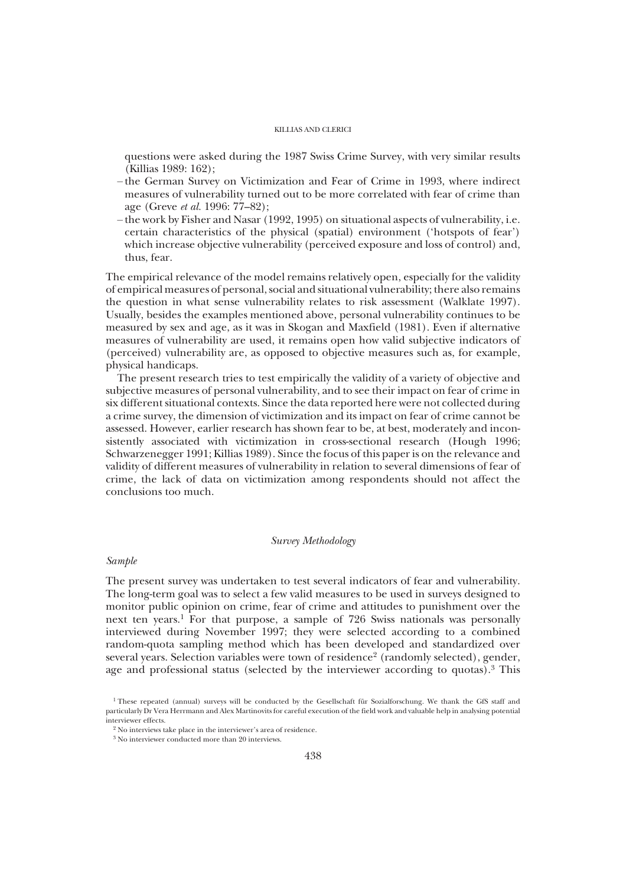questions were asked during the 1987 Swiss Crime Survey, with very similar results (Killias 1989: 162);

- the German Survey on Victimization and Fear of Crime in 1993, where indirect measures of vulnerability turned out to be more correlated with fear of crime than age (Greve *et al.* 1996: 77–82);
- the work by Fisher and Nasar (1992, 1995) on situational aspects of vulnerability, i.e. certain characteristics of the physical (spatial) environment ('hotspots of fear') which increase objective vulnerability (perceived exposure and loss of control) and, thus, fear.

The empirical relevance of the model remains relatively open, especially for the validity of empirical measures of personal, social and situational vulnerability; there also remains the question in what sense vulnerability relates to risk assessment (Walklate 1997). Usually, besides the examples mentioned above, personal vulnerability continues to be measured by sex and age, as it was in Skogan and Maxfield (1981). Even if alternative measures of vulnerability are used, it remains open how valid subjective indicators of (perceived) vulnerability are, as opposed to objective measures such as, for example, physical handicaps.

The present research tries to test empirically the validity of a variety of objective and subjective measures of personal vulnerability, and to see their impact on fear of crime in six different situational contexts. Since the data reported here were not collected during a crime survey, the dimension of victimization and its impact on fear of crime cannot be assessed. However, earlier research has shown fear to be, at best, moderately and inconsistently associated with victimization in cross-sectional research (Hough 1996; Schwarzenegger 1991; Killias 1989). Since the focus of this paper is on the relevance and validity of different measures of vulnerability in relation to several dimensions of fear of crime, the lack of data on victimization among respondents should not affect the conclusions too much.

## *Survey Methodology*

### *Sample*

The present survey was undertaken to test several indicators of fear and vulnerability. The long-term goal was to select a few valid measures to be used in surveys designed to monitor public opinion on crime, fear of crime and attitudes to punishment over the next ten years.[1] For that purpose, a sample of 726 Swiss nationals was personally interviewed during November 1997; they were selected according to a combined random-quota sampling method which has been developed and standardized over several years. Selection variables were town of residence[2] (randomly selected), gender, age and professional status (selected by the interviewer according to quotas).[3] This

---

[1] These repeated (annual) surveys will be conducted by the Gesellschaft für Sozialforschung. We thank the GfS staff and particularly Dr Vera Herrmann and Alex Martinovits for careful execution of the field work and valuable help in analysing potential interviewer effects.

[2] No interviews take place in the interviewer's area of residence.

[3] No interviewer conducted more than 20 interviews.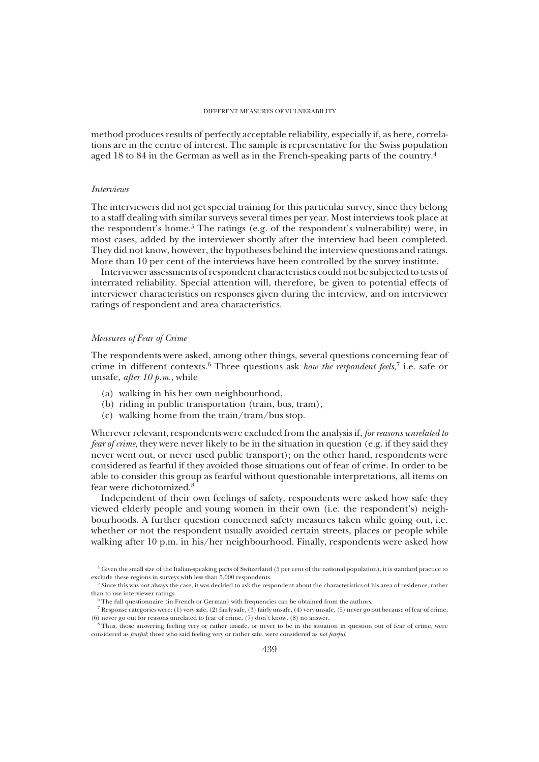method produces results of perfectly acceptable reliability, especially if, as here, correlations are in the centre of interest. The sample is representative for the Swiss population aged 18 to 84 in the German as well as in the French-speaking parts of the country.[4]

### *Interviews*

The interviewers did not get special training for this particular survey, since they belong to a staff dealing with similar surveys several times per year. Most interviews took place at the respondent's home.[5] The ratings (e.g. of the respondent's vulnerability) were, in most cases, added by the interviewer shortly after the interview had been completed. They did not know, however, the hypotheses behind the interview questions and ratings. More than 10 per cent of the interviews have been controlled by the survey institute.

Interviewer assessments of respondent characteristics could not be subjected to tests of interrated reliability. Special attention will, therefore, be given to potential effects of interviewer characteristics on responses given during the interview, and on interviewer ratings of respondent and area characteristics.

### *Measures of Fear of Crime*

The respondents were asked, among other things, several questions concerning fear of crime in different contexts.[6] Three questions ask *how the respondent feels*,[7] i.e. safe or unsafe, *after 10 p.m.*, while

(a) walking in his her own neighbourhood,
(b) riding in public transportation (train, bus, tram),
(c) walking home from the train/tram/bus stop.

Wherever relevant, respondents were excluded from the analysis if, *for reasons unrelated to fear of crime*, they were never likely to be in the situation in question (e.g. if they said they never went out, or never used public transport); on the other hand, respondents were considered as fearful if they avoided those situations out of fear of crime. In order to be able to consider this group as fearful without questionable interpretations, all items on fear were dichotomized.[8]

Independent of their own feelings of safety, respondents were asked how safe they viewed elderly people and young women in their own (i.e. the respondent's) neighbourhoods. A further question concerned safety measures taken while going out, i.e. whether or not the respondent usually avoided certain streets, places or people while walking after 10 p.m. in his/her neighbourhood. Finally, respondents were asked how

[4] Given the small size of the Italian-speaking parts of Switzerland (5 per cent of the national population), it is standard practice to exclude these regions in surveys with less than 5,000 respondents.

[5] Since this was not always the case, it was decided to ask the respondent about the characteristics of his area of residence, rather than to use interviewer ratings.

[6] The full questionnaire (in French or German) with frequencies can be obtained from the authors.

[7] Response categories were: (1) very safe, (2) fairly safe, (3) fairly unsafe, (4) very unsafe, (5) never go out because of fear of crime, (6) never go out for reasons unrelated to fear of crime, (7) don't know, (8) no answer.

[8] Thus, those answering feeling very or rather unsafe, or never to be in the situation in question out of fear of crime, were considered as *fearful*; those who said feeling very or rather safe, were considered as *not fearful*.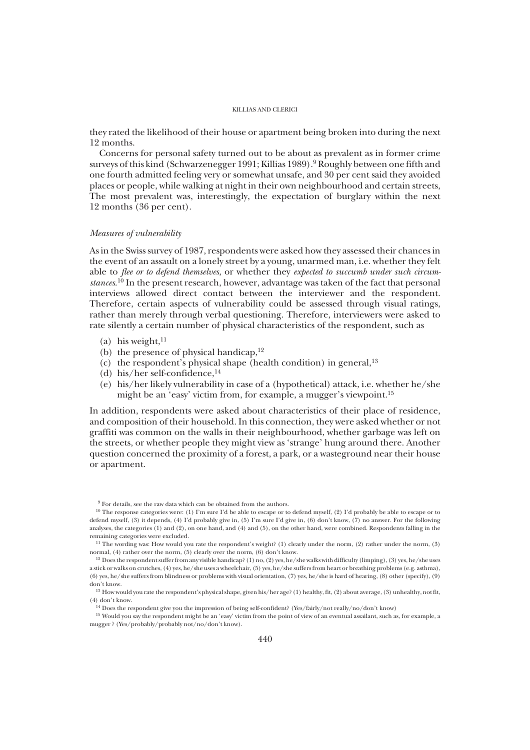they rated the likelihood of their house or apartment being broken into during the next 12 months.

Concerns for personal safety turned out to be about as prevalent as in former crime surveys of this kind (Schwarzenegger 1991; Killias 1989).[9] Roughly between one fifth and one fourth admitted feeling very or somewhat unsafe, and 30 per cent said they avoided places or people, while walking at night in their own neighbourhood and certain streets, The most prevalent was, interestingly, the expectation of burglary within the next 12 months (36 per cent).

### *Measures of vulnerability*

As in the Swiss survey of 1987, respondents were asked how they assessed their chances in the event of an assault on a lonely street by a young, unarmed man, i.e. whether they felt able to *flee or to defend themselves*, or whether they *expected to succumb under such circumstances*.[10] In the present research, however, advantage was taken of the fact that personal interviews allowed direct contact between the interviewer and the respondent. Therefore, certain aspects of vulnerability could be assessed through visual ratings, rather than merely through verbal questioning. Therefore, interviewers were asked to rate silently a certain number of physical characteristics of the respondent, such as

(a) his weight,[11]
(b) the presence of physical handicap,[12]
(c) the respondent's physical shape (health condition) in general,[13]
(d) his/her self-confidence,[14]
(e) his/her likely vulnerability in case of a (hypothetical) attack, i.e. whether he/she might be an 'easy' victim from, for example, a mugger's viewpoint.[15]

In addition, respondents were asked about characteristics of their place of residence, and composition of their household. In this connection, they were asked whether or not graffiti was common on the walls in their neighbourhood, whether garbage was left on the streets, or whether people they might view as 'strange' hung around there. Another question concerned the proximity of a forest, a park, or a wasteground near their house or apartment.

---

[9] For details, see the raw data which can be obtained from the authors.

[10] The response categories were: (1) I'm sure I'd be able to escape or to defend myself, (2) I'd probably be able to escape or to defend myself, (3) it depends, (4) I'd probably give in, (5) I'm sure I'd give in, (6) don't know, (7) no answer. For the following analyses, the categories (1) and (2), on one hand, and (4) and (5), on the other hand, were combined. Respondents falling in the remaining categories were excluded.

[11] The wording was: How would you rate the respondent's weight? (1) clearly under the norm, (2) rather under the norm, (3) normal, (4) rather over the norm, (5) clearly over the norm, (6) don't know.

[12] Does the respondent suffer from any visible handicap? (1) no, (2) yes, he/she walks with difficulty (limping), (3) yes, he/she uses a stick or walks on crutches, (4) yes, he/she uses a wheelchair, (5) yes, he/she suffers from heart or breathing problems (e.g. asthma), (6) yes, he/she suffers from blindness or problems with visual orientation, (7) yes, he/she is hard of hearing, (8) other (specify), (9) don't know.

[13] How would you rate the respondent's physical shape, given his/her age? (1) healthy, fit, (2) about average, (3) unhealthy, not fit, (4) don't know.

[14] Does the respondent give you the impression of being self-confident? (Yes/fairly/not really/no/don't know)

[15] Would you say the respondent might be an 'easy' victim from the point of view of an eventual assailant, such as, for example, a mugger ? (Yes/probably/probably not/no/don't know).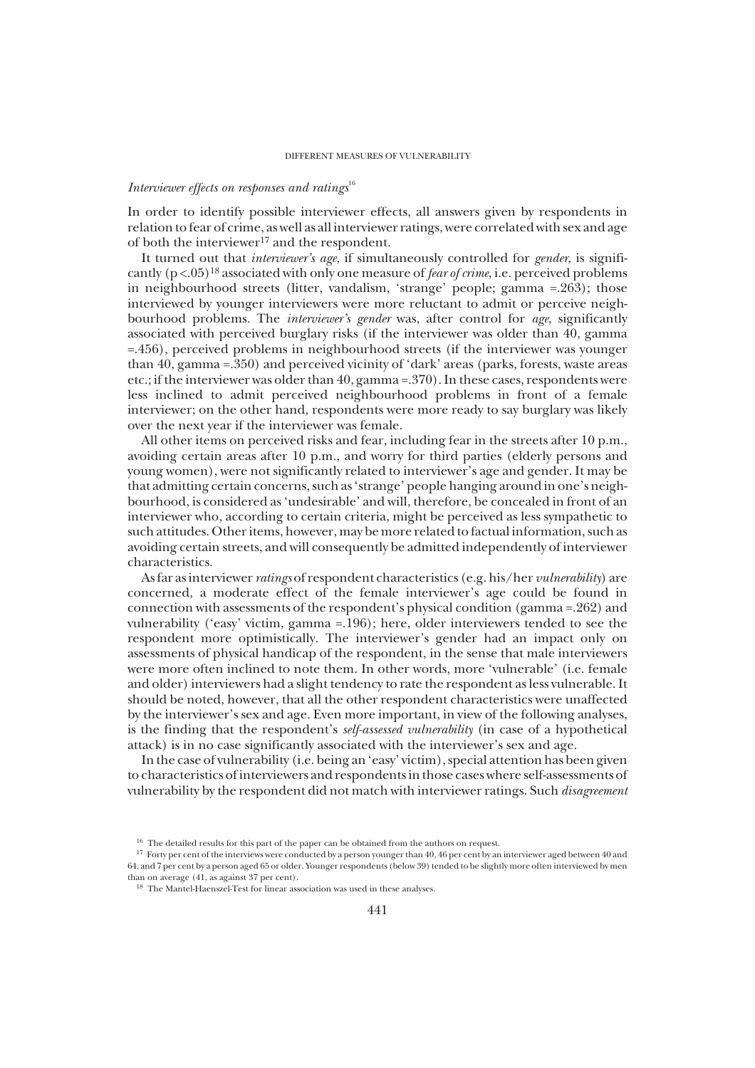### *Interviewer effects on responses and ratings*[16]

In order to identify possible interviewer effects, all answers given by respondents in relation to fear of crime, as well as all interviewer ratings, were correlated with sex and age of both the interviewer[17] and the respondent.

It turned out that *interviewer's age*, if simultaneously controlled for *gender*, is significantly ($p < .05$)[18] associated with only one measure of *fear of crime*, i.e. perceived problems in neighbourhood streets (litter, vandalism, 'strange' people; gamma =.263); those interviewed by younger interviewers were more reluctant to admit or perceive neighbourhood problems. The *interviewer's gender* was, after control for *age*, significantly associated with perceived burglary risks (if the interviewer was older than 40, gamma =.456), perceived problems in neighbourhood streets (if the interviewer was younger than 40, gamma =.350) and perceived vicinity of 'dark' areas (parks, forests, waste areas etc.; if the interviewer was older than 40, gamma =.370). In these cases, respondents were less inclined to admit perceived neighbourhood problems in front of a female interviewer; on the other hand, respondents were more ready to say burglary was likely over the next year if the interviewer was female.

All other items on perceived risks and fear, including fear in the streets after 10 p.m., avoiding certain areas after 10 p.m., and worry for third parties (elderly persons and young women), were not significantly related to interviewer's age and gender. It may be that admitting certain concerns, such as 'strange' people hanging around in one's neighbourhood, is considered as 'undesirable' and will, therefore, be concealed in front of an interviewer who, according to certain criteria, might be perceived as less sympathetic to such attitudes. Other items, however, may be more related to factual information, such as avoiding certain streets, and will consequently be admitted independently of interviewer characteristics.

As far as interviewer *ratings* of respondent characteristics (e.g. his/her *vulnerability*) are concerned, a moderate effect of the female interviewer's age could be found in connection with assessments of the respondent's physical condition (gamma =.262) and vulnerability ('easy' victim, gamma =.196); here, older interviewers tended to see the respondent more optimistically. The interviewer's gender had an impact only on assessments of physical handicap of the respondent, in the sense that male interviewers were more often inclined to note them. In other words, more 'vulnerable' (i.e. female and older) interviewers had a slight tendency to rate the respondent as less vulnerable. It should be noted, however, that all the other respondent characteristics were unaffected by the interviewer's sex and age. Even more important, in view of the following analyses, is the finding that the respondent's *self-assessed vulnerability* (in case of a hypothetical attack) is in no case significantly associated with the interviewer's sex and age.

In the case of vulnerability (i.e. being an 'easy' victim), special attention has been given to characteristics of interviewers and respondents in those cases where self-assessments of vulnerability by the respondent did not match with interviewer ratings. Such *disagreement*

---

[16] The detailed results for this part of the paper can be obtained from the authors on request.

[17] Forty per cent of the interviews were conducted by a person younger than 40, 46 per cent by an interviewer aged between 40 and 64, and 7 per cent by a person aged 65 or older. Younger respondents (below 39) tended to be slightly more often interviewed by men than on average (41, as against 37 per cent).

[18] The Mantel-Haenszel-Test for linear association was used in these analyses.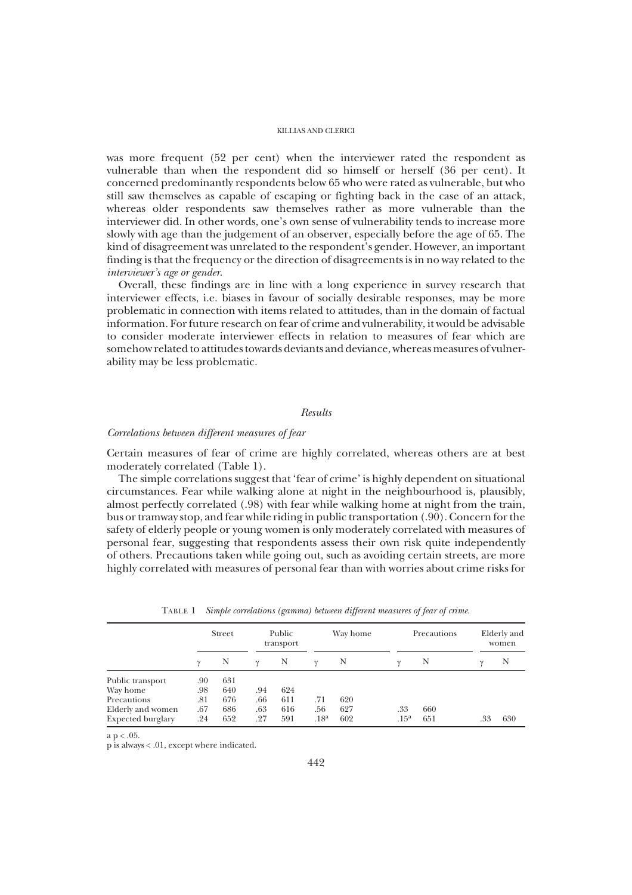was more frequent (52 per cent) when the interviewer rated the respondent as vulnerable than when the respondent did so himself or herself (36 per cent). It concerned predominantly respondents below 65 who were rated as vulnerable, but who still saw themselves as capable of escaping or fighting back in the case of an attack, whereas older respondents saw themselves rather as more vulnerable than the interviewer did. In other words, one's own sense of vulnerability tends to increase more slowly with age than the judgement of an observer, especially before the age of 65. The kind of disagreement was unrelated to the respondent's gender. However, an important finding is that the frequency or the direction of disagreements is in no way related to the *interviewer's age or gender*.

Overall, these findings are in line with a long experience in survey research that interviewer effects, i.e. biases in favour of socially desirable responses, may be more problematic in connection with items related to attitudes, than in the domain of factual information. For future research on fear of crime and vulnerability, it would be advisable to consider moderate interviewer effects in relation to measures of fear which are somehow related to attitudes towards deviants and deviance, whereas measures of vulnerability may be less problematic.

## *Results*

### *Correlations between different measures of fear*

Certain measures of fear of crime are highly correlated, whereas others are at best moderately correlated (Table 1).

The simple correlations suggest that 'fear of crime' is highly dependent on situational circumstances. Fear while walking alone at night in the neighbourhood is, plausibly, almost perfectly correlated (.98) with fear while walking home at night from the train, bus or tramway stop, and fear while riding in public transportation (.90). Concern for the safety of elderly people or young women is only moderately correlated with measures of personal fear, suggesting that respondents assess their own risk quite independently of others. Precautions taken while going out, such as avoiding certain streets, are more highly correlated with measures of personal fear than with worries about crime risks for

TABLE 1 *Simple correlations (gamma) between different measures of fear of crime.*

| | Street | | Public transport | | Way home | | Precautions | | Elderly and women | |
|---|---|---|---|---|---|---|---|---|---|---|
| | $\gamma$ | N | $\gamma$ | N | $\gamma$ | N | $\gamma$ | N | $\gamma$ | N |
| Public transport | .90 | 631 | | | | | | | | |
| Way home | .98 | 640 | .94 | 624 | | | | | | |
| Precautions | .81 | 676 | .66 | 611 | .71 | 620 | | | | |
| Elderly and women | .67 | 686 | .63 | 616 | .56 | 627 | .33 | 660 | | |
| Expected burglary | .24 | 652 | .27 | 591 | .18[a] | 602 | .15[a] | 651 | .33 | 630 |

a $p < .05$.
p is always < .01, except where indicated.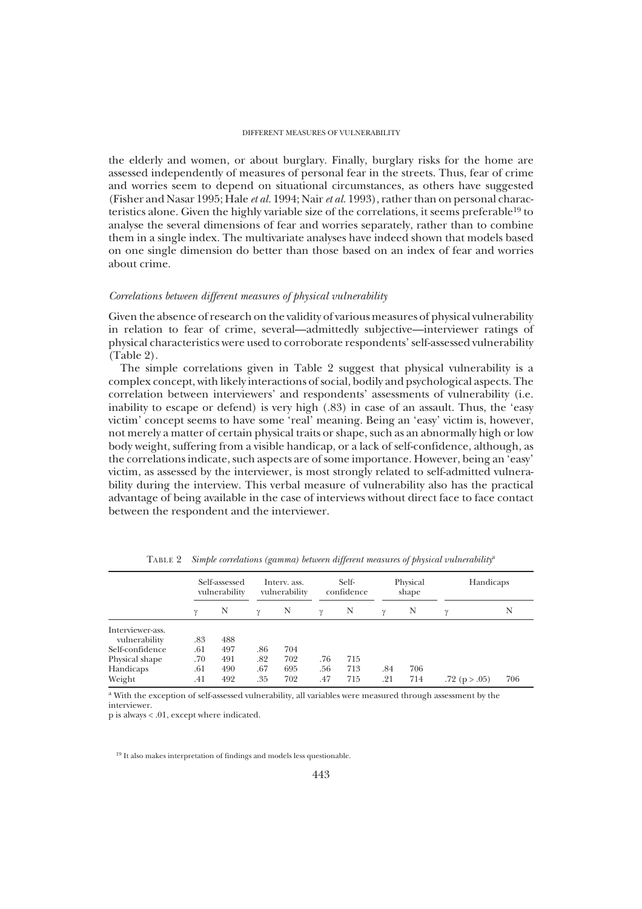the elderly and women, or about burglary. Finally, burglary risks for the home are assessed independently of measures of personal fear in the streets. Thus, fear of crime and worries seem to depend on situational circumstances, as others have suggested (Fisher and Nasar 1995; Hale *et al.* 1994; Nair *et al.* 1993), rather than on personal characteristics alone. Given the highly variable size of the correlations, it seems preferable[19] to analyse the several dimensions of fear and worries separately, rather than to combine them in a single index. The multivariate analyses have indeed shown that models based on one single dimension do better than those based on an index of fear and worries about crime.

### *Correlations between different measures of physical vulnerability*

Given the absence of research on the validity of various measures of physical vulnerability in relation to fear of crime, several—admittedly subjective—interviewer ratings of physical characteristics were used to corroborate respondents' self-assessed vulnerability (Table 2).

The simple correlations given in Table 2 suggest that physical vulnerability is a complex concept, with likely interactions of social, bodily and psychological aspects. The correlation between interviewers' and respondents' assessments of vulnerability (i.e. inability to escape or defend) is very high (.83) in case of an assault. Thus, the 'easy victim' concept seems to have some 'real' meaning. Being an 'easy' victim is, however, not merely a matter of certain physical traits or shape, such as an abnormally high or low body weight, suffering from a visible handicap, or a lack of self-confidence, although, as the correlations indicate, such aspects are of some importance. However, being an 'easy' victim, as assessed by the interviewer, is most strongly related to self-admitted vulnerability during the interview. This verbal measure of vulnerability also has the practical advantage of being available in the case of interviews without direct face to face contact between the respondent and the interviewer.

TABLE 2 *Simple correlations (gamma) between different measures of physical vulnerability*[a]

| | Self-assessed vulnerability | | Interv. ass. vulnerability | | Self-confidence | | Physical shape | | Handicaps | |
|---|---|---|---|---|---|---|---|---|---|---|
| | $\gamma$ | N | $\gamma$ | N | $\gamma$ | N | $\gamma$ | N | $\gamma$ | N |
| Interviewer-ass. vulnerability | .83 | 488 | | | | | | | | |
| Self-confidence | .61 | 497 | .86 | 704 | | | | | | |
| Physical shape | .70 | 491 | .82 | 702 | .76 | 715 | | | | |
| Handicaps | .61 | 490 | .67 | 695 | .56 | 713 | .84 | 706 | | |
| Weight | .41 | 492 | .35 | 702 | .47 | 715 | .21 | 714 | .72 ($p > .05$) | 706 |

[a] With the exception of self-assessed vulnerability, all variables were measured through assessment by the interviewer.

$p$ is always $< .01$, except where indicated.

[19] It also makes interpretation of findings and models less questionable.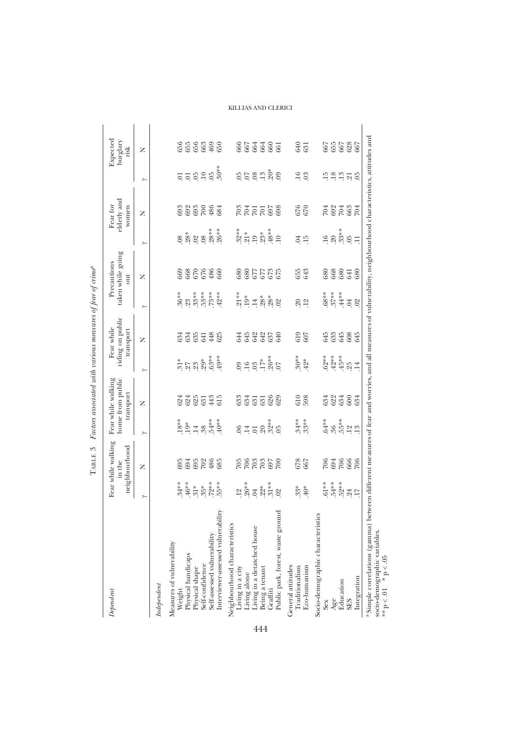TABLE 3 *Factors associated with various measures of fear of crime*[a]

| *Dependent* | Fear while walking in the neighbourhood | | Fear while walking home from public transport | | Fear while riding on public transport | | Precautions taken while going out | | Fear for elderly and women | | Expected burglary risk | |
|---|---|---|---|---|---|---|---|---|---|---|---|---|
| | γ | N | γ | N | γ | N | γ | N | γ | N | γ | N |
| *Independent* | | | | | | | | | | | | |
| Measures of vulnerability | | | | | | | | | | | | |
| Weight | .34** | 695 | .18** | 624 | .31* | 634 | .36** | 669 | .08 | 693 | .01 | 656 |
| Physical handicaps | .46** | 694 | .19* | 624 | .27 | 634 | .23 | 668 | .28* | 692 | .01 | 655 |
| Physical shape | .31* | 695 | .14 | 625 | .23 | 635 | .33** | 670 | .02 | 693 | .05 | 656 |
| Self-confidence | .35* | 702 | .38 | 631 | .29* | 641 | .53** | 676 | .08 | 700 | .10 | 663 |
| Self-assessed vulnerability | .72** | 486 | .54** | 443 | .63** | 448 | .73** | 486 | .28** | 486 | .05 | 469 |
| Interviewer-assessed vulnerability | .55** | 685 | .40** | 615 | .49** | 625 | .42** | 660 | .26** | 684 | .30** | 650 |
| Neighbourhood characteristics | | | | | | | | | | | | |
| Living in a city | .12 | 705 | .06 | 633 | .09 | 644 | .21** | 680 | .32** | 703 | .05 | 666 |
| Living alone | .26** | 706 | .14 | 634 | .16 | 645 | .19* | 680 | .21* | 704 | .07 | 667 |
| Living in a detached house | .04 | 703 | .01 | 631 | .03 | 642 | .14 | 677 | .19 | 701 | .08 | 664 |
| Being a tenant | .22* | 703 | .20 | 631 | .17* | 642 | .28* | 677 | .23* | 701 | .13 | 664 |
| Graffiti | .31** | 697 | .32** | 626 | .26** | 637 | .28* | 673 | .48** | 697 | .20* | 660 |
| Public park, forest, waste ground | .02 | 700 | .05 | 629 | .07 | 640 | .02 | 675 | .10 | 698 | .09 | 661 |
| General attitudes | | | | | | | | | | | | |
| Traditionalism | .33* | 678 | .34** | 610 | .30** | 619 | .20 | 655 | .04 | 676 | .16 | 640 |
| Eco-humanism | .40* | 667 | .33** | 598 | .42* | 607 | .12 | 643 | .15 | 670 | .03 | 631 |
| Socio-demographic characteristics | | | | | | | | | | | | |
| Sex | .61** | 706 | .64** | 634 | .62** | 645 | .68** | 680 | .16 | 704 | .15 | 667 |
| Age | .54** | 694 | .36 | 622 | .42** | 633 | .37** | 668 | .20 | 692 | .18 | 655 |
| Education | .52** | 706 | .55** | 634 | .45** | 645 | .44** | 680 | .33** | 704 | .13 | 667 |
| SES | .24 | 666 | .12 | 600 | .25 | 608 | .04 | 641 | .05 | 663 | .21 | 628 |
| Integration | .17 | 706 | .13 | 634 | .14 | 645 | .02 | 680 | .11 | 704 | .05 | 667 |

[a] Simple correlations (gamma) between different measures of fear and worries, and all measures of vulnerability, neighbourhood characteristics, attitudes and socio-demographic variables.
** $p < .01$ * $p < .05$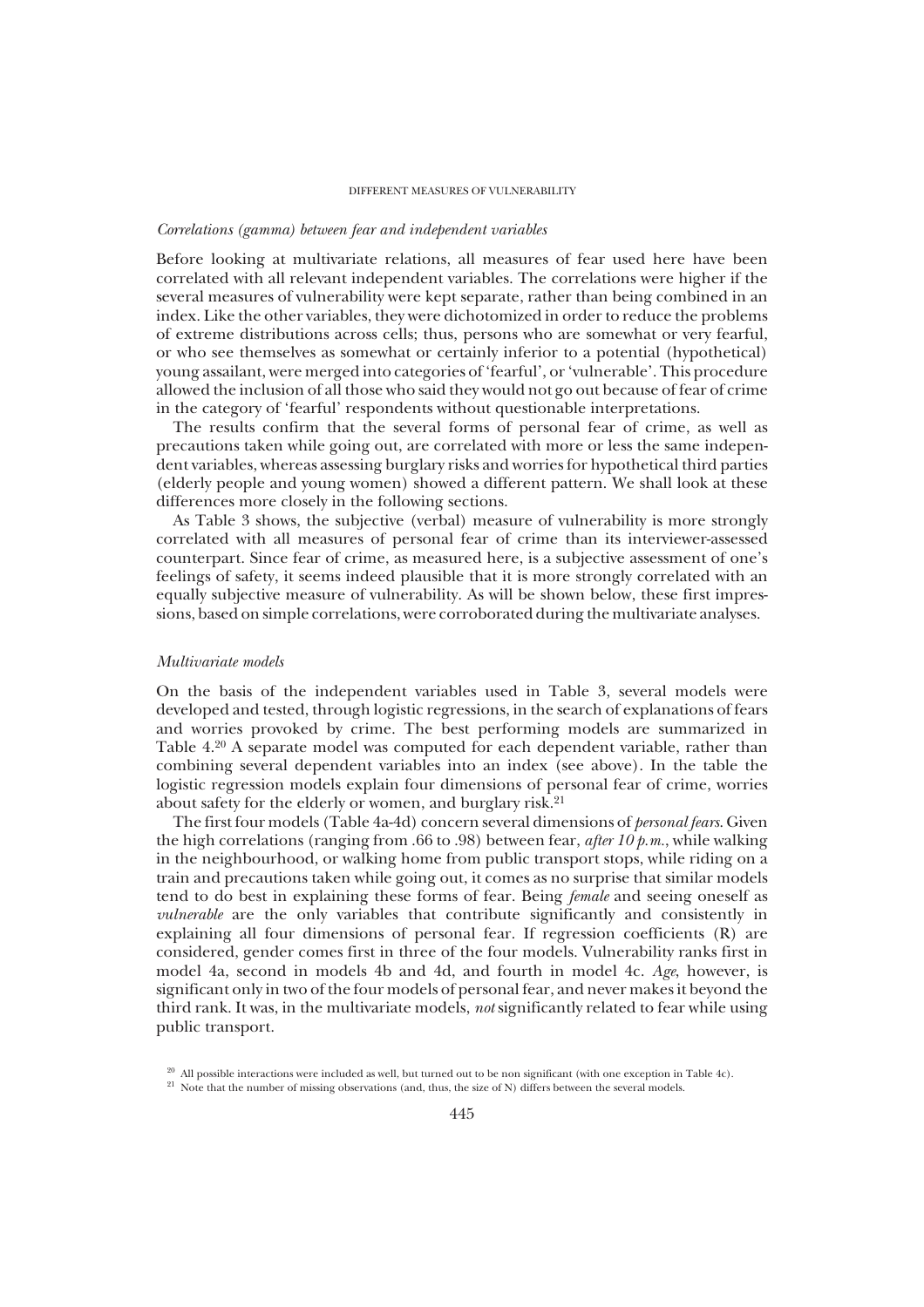*Correlations (gamma) between fear and independent variables*

Before looking at multivariate relations, all measures of fear used here have been correlated with all relevant independent variables. The correlations were higher if the several measures of vulnerability were kept separate, rather than being combined in an index. Like the other variables, they were dichotomized in order to reduce the problems of extreme distributions across cells; thus, persons who are somewhat or very fearful, or who see themselves as somewhat or certainly inferior to a potential (hypothetical) young assailant, were merged into categories of 'fearful', or 'vulnerable'. This procedure allowed the inclusion of all those who said they would not go out because of fear of crime in the category of 'fearful' respondents without questionable interpretations.

The results confirm that the several forms of personal fear of crime, as well as precautions taken while going out, are correlated with more or less the same independent variables, whereas assessing burglary risks and worries for hypothetical third parties (elderly people and young women) showed a different pattern. We shall look at these differences more closely in the following sections.

As Table 3 shows, the subjective (verbal) measure of vulnerability is more strongly correlated with all measures of personal fear of crime than its interviewer-assessed counterpart. Since fear of crime, as measured here, is a subjective assessment of one's feelings of safety, it seems indeed plausible that it is more strongly correlated with an equally subjective measure of vulnerability. As will be shown below, these first impressions, based on simple correlations, were corroborated during the multivariate analyses.

*Multivariate models*

On the basis of the independent variables used in Table 3, several models were developed and tested, through logistic regressions, in the search of explanations of fears and worries provoked by crime. The best performing models are summarized in Table 4.[20] A separate model was computed for each dependent variable, rather than combining several dependent variables into an index (see above). In the table the logistic regression models explain four dimensions of personal fear of crime, worries about safety for the elderly or women, and burglary risk.[21]

The first four models (Table 4a-4d) concern several dimensions of *personal fears*. Given the high correlations (ranging from .66 to .98) between fear, *after 10 p.m.*, while walking in the neighbourhood, or walking home from public transport stops, while riding on a train and precautions taken while going out, it comes as no surprise that similar models tend to do best in explaining these forms of fear. Being *female* and seeing oneself as *vulnerable* are the only variables that contribute significantly and consistently in explaining all four dimensions of personal fear. If regression coefficients (R) are considered, gender comes first in three of the four models. Vulnerability ranks first in model 4a, second in models 4b and 4d, and fourth in model 4c. *Age*, however, is significant only in two of the four models of personal fear, and never makes it beyond the third rank. It was, in the multivariate models, *not* significantly related to fear while using public transport.

[20] All possible interactions were included as well, but turned out to be non significant (with one exception in Table 4c).

[21] Note that the number of missing observations (and, thus, the size of N) differs between the several models.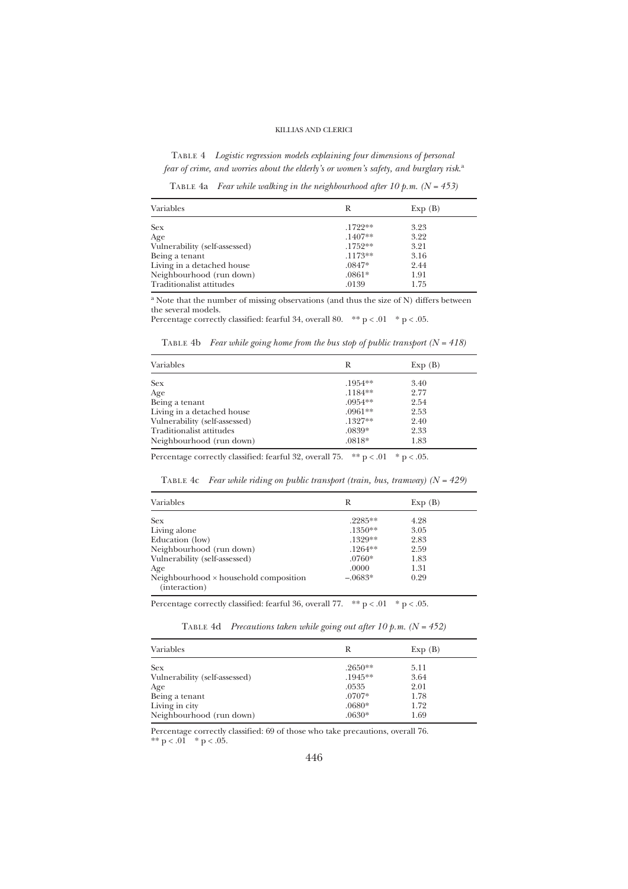Table 4 *Logistic regression models explaining four dimensions of personal fear of crime, and worries about the elderly's or women's safety, and burglary risk.*[a]

Table 4a *Fear while walking in the neighbourhood after 10 p.m. (N = 453)*

| Variables | R | Exp (B) |
|---|---|---|
| Sex | .1722** | 3.23 |
| Age | .1407** | 3.22 |
| Vulnerability (self-assessed) | .1752** | 3.21 |
| Being a tenant | .1173** | 3.16 |
| Living in a detached house | .0847* | 2.44 |
| Neighbourhood (run down) | .0861* | 1.91 |
| Traditionalist attitudes | .0139 | 1.75 |

[a] Note that the number of missing observations (and thus the size of N) differs between the several models.

Percentage correctly classified: fearful 34, overall 80. ** $p < .01$ * $p < .05$.

Table 4b *Fear while going home from the bus stop of public transport (N = 418)*

| Variables | R | Exp (B) |
|---|---|---|
| Sex | .1954** | 3.40 |
| Age | .1184** | 2.77 |
| Being a tenant | .0954** | 2.54 |
| Living in a detached house | .0961** | 2.53 |
| Vulnerability (self-assessed) | .1327** | 2.40 |
| Traditionalist attitudes | .0839* | 2.33 |
| Neighbourhood (run down) | .0818* | 1.83 |

Percentage correctly classified: fearful 32, overall 75. ** $p < .01$ * $p < .05$.

Table 4c *Fear while riding on public transport (train, bus, tramway) (N = 429)*

| Variables | R | Exp (B) |
|---|---|---|
| Sex | .2285** | 4.28 |
| Living alone | .1350** | 3.05 |
| Education (low) | .1329** | 2.83 |
| Neighbourhood (run down) | .1264** | 2.59 |
| Vulnerability (self-assessed) | .0760* | 1.83 |
| Age | .0000 | 1.31 |
| Neighbourhood × household composition (interaction) | –.0683* | 0.29 |

Percentage correctly classified: fearful 36, overall 77. ** $p < .01$ * $p < .05$.

Table 4d *Precautions taken while going out after 10 p.m. (N = 452)*

| Variables | R | Exp (B) |
|---|---|---|
| Sex | .2650** | 5.11 |
| Vulnerability (self-assessed) | .1945** | 3.64 |
| Age | .0535 | 2.01 |
| Being a tenant | .0707* | 1.78 |
| Living in city | .0680* | 1.72 |
| Neighbourhood (run down) | .0630* | 1.69 |

Percentage correctly classified: 69 of those who take precautions, overall 76.
** $p < .01$ * $p < .05$.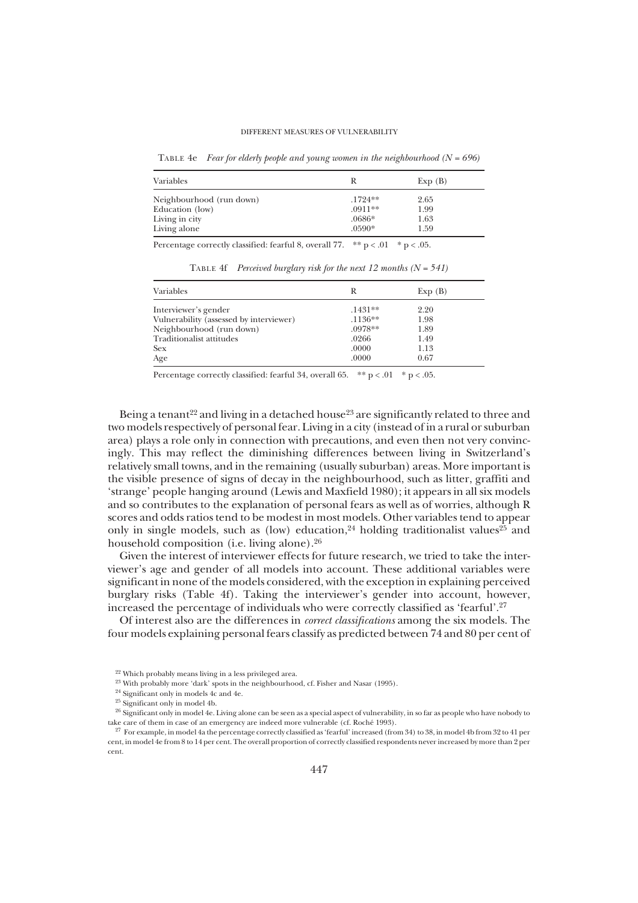TABLE 4e *Fear for elderly people and young women in the neighbourhood (N = 696)*

| Variables | R | Exp (B) |
|---|---|---|
| Neighbourhood (run down) | .1724** | 2.65 |
| Education (low) | .0911** | 1.99 |
| Living in city | .0686* | 1.63 |
| Living alone | .0590* | 1.59 |

Percentage correctly classified: fearful 8, overall 77. ** $p < .01$ * $p < .05$.

TABLE 4f *Perceived burglary risk for the next 12 months (N = 541)*

| Variables | R | Exp (B) |
|---|---|---|
| Interviewer's gender | .1431** | 2.20 |
| Vulnerability (assessed by interviewer) | .1136** | 1.98 |
| Neighbourhood (run down) | .0978** | 1.89 |
| Traditionalist attitudes | .0266 | 1.49 |
| Sex | .0000 | 1.13 |
| Age | .0000 | 0.67 |

Percentage correctly classified: fearful 34, overall 65. ** $p < .01$ * $p < .05$.

Being a tenant[22] and living in a detached house[23] are significantly related to three and two models respectively of personal fear. Living in a city (instead of in a rural or suburban area) plays a role only in connection with precautions, and even then not very convincingly. This may reflect the diminishing differences between living in Switzerland's relatively small towns, and in the remaining (usually suburban) areas. More important is the visible presence of signs of decay in the neighbourhood, such as litter, graffiti and 'strange' people hanging around (Lewis and Maxfield 1980); it appears in all six models and so contributes to the explanation of personal fears as well as of worries, although R scores and odds ratios tend to be modest in most models. Other variables tend to appear only in single models, such as (low) education,[24] holding traditionalist values[25] and household composition (i.e. living alone).[26]

Given the interest of interviewer effects for future research, we tried to take the interviewer's age and gender of all models into account. These additional variables were significant in none of the models considered, with the exception in explaining perceived burglary risks (Table 4f). Taking the interviewer's gender into account, however, increased the percentage of individuals who were correctly classified as 'fearful'.[27]

Of interest also are the differences in *correct classifications* among the six models. The four models explaining personal fears classify as predicted between 74 and 80 per cent of

[22] Which probably means living in a less privileged area.

[23] With probably more 'dark' spots in the neighbourhood, cf. Fisher and Nasar (1995).

[24] Significant only in models 4c and 4e.

[25] Significant only in model 4b.

[26] Significant only in model 4e. Living alone can be seen as a special aspect of vulnerability, in so far as people who have nobody to take care of them in case of an emergency are indeed more vulnerable (cf. Roché 1993).

[27] For example, in model 4a the percentage correctly classified as 'fearful' increased (from 34) to 38, in model 4b from 32 to 41 per cent, in model 4e from 8 to 14 per cent. The overall proportion of correctly classified respondents never increased by more than 2 per cent.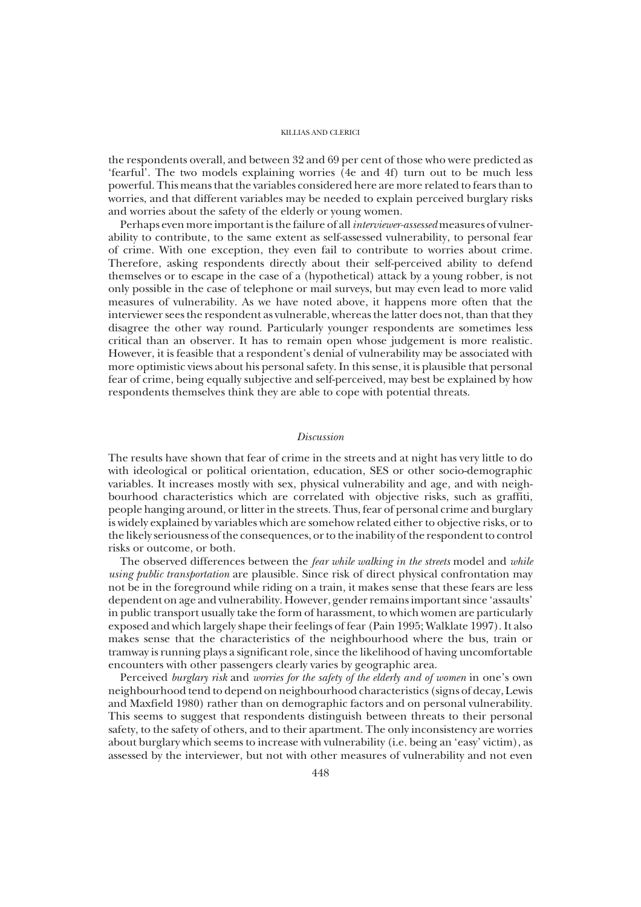the respondents overall, and between 32 and 69 per cent of those who were predicted as 'fearful'. The two models explaining worries (4e and 4f) turn out to be much less powerful. This means that the variables considered here are more related to fears than to worries, and that different variables may be needed to explain perceived burglary risks and worries about the safety of the elderly or young women.

Perhaps even more important is the failure of all *interviewer-assessed* measures of vulnerability to contribute, to the same extent as self-assessed vulnerability, to personal fear of crime. With one exception, they even fail to contribute to worries about crime. Therefore, asking respondents directly about their self-perceived ability to defend themselves or to escape in the case of a (hypothetical) attack by a young robber, is not only possible in the case of telephone or mail surveys, but may even lead to more valid measures of vulnerability. As we have noted above, it happens more often that the interviewer sees the respondent as vulnerable, whereas the latter does not, than that they disagree the other way round. Particularly younger respondents are sometimes less critical than an observer. It has to remain open whose judgement is more realistic. However, it is feasible that a respondent's denial of vulnerability may be associated with more optimistic views about his personal safety. In this sense, it is plausible that personal fear of crime, being equally subjective and self-perceived, may best be explained by how respondents themselves think they are able to cope with potential threats.

## *Discussion*

The results have shown that fear of crime in the streets and at night has very little to do with ideological or political orientation, education, SES or other socio-demographic variables. It increases mostly with sex, physical vulnerability and age, and with neighbourhood characteristics which are correlated with objective risks, such as graffiti, people hanging around, or litter in the streets. Thus, fear of personal crime and burglary is widely explained by variables which are somehow related either to objective risks, or to the likely seriousness of the consequences, or to the inability of the respondent to control risks or outcome, or both.

The observed differences between the *fear while walking in the streets* model and *while using public transportation* are plausible. Since risk of direct physical confrontation may not be in the foreground while riding on a train, it makes sense that these fears are less dependent on age and vulnerability. However, gender remains important since 'assaults' in public transport usually take the form of harassment, to which women are particularly exposed and which largely shape their feelings of fear (Pain 1995; Walklate 1997). It also makes sense that the characteristics of the neighbourhood where the bus, train or tramway is running plays a significant role, since the likelihood of having uncomfortable encounters with other passengers clearly varies by geographic area.

Perceived *burglary risk* and *worries for the safety of the elderly and of women* in one's own neighbourhood tend to depend on neighbourhood characteristics (signs of decay, Lewis and Maxfield 1980) rather than on demographic factors and on personal vulnerability. This seems to suggest that respondents distinguish between threats to their personal safety, to the safety of others, and to their apartment. The only inconsistency are worries about burglary which seems to increase with vulnerability (i.e. being an 'easy' victim), as assessed by the interviewer, but not with other measures of vulnerability and not even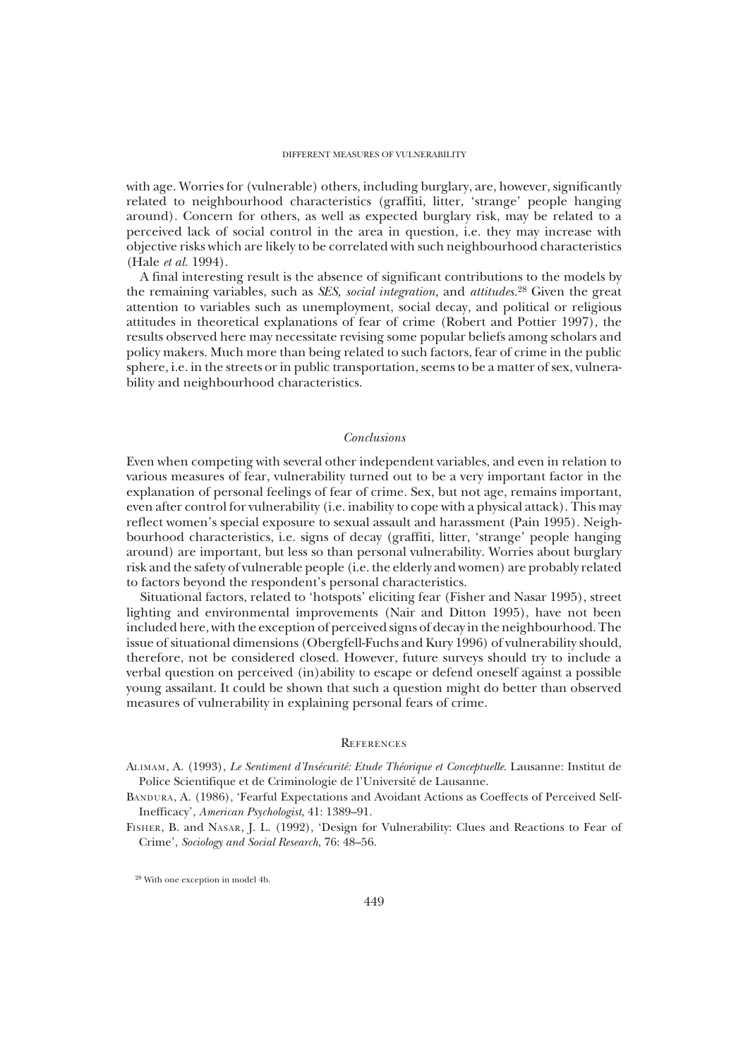with age. Worries for (vulnerable) others, including burglary, are, however, significantly related to neighbourhood characteristics (graffiti, litter, 'strange' people hanging around). Concern for others, as well as expected burglary risk, may be related to a perceived lack of social control in the area in question, i.e. they may increase with objective risks which are likely to be correlated with such neighbourhood characteristics (Hale *et al.* 1994).

A final interesting result is the absence of significant contributions to the models by the remaining variables, such as *SES, social integration,* and *attitudes.*[28] Given the great attention to variables such as unemployment, social decay, and political or religious attitudes in theoretical explanations of fear of crime (Robert and Pottier 1997), the results observed here may necessitate revising some popular beliefs among scholars and policy makers. Much more than being related to such factors, fear of crime in the public sphere, i.e. in the streets or in public transportation, seems to be a matter of sex, vulnerability and neighbourhood characteristics.

## *Conclusions*

Even when competing with several other independent variables, and even in relation to various measures of fear, vulnerability turned out to be a very important factor in the explanation of personal feelings of fear of crime. Sex, but not age, remains important, even after control for vulnerability (i.e. inability to cope with a physical attack). This may reflect women's special exposure to sexual assault and harassment (Pain 1995). Neighbourhood characteristics, i.e. signs of decay (graffiti, litter, 'strange' people hanging around) are important, but less so than personal vulnerability. Worries about burglary risk and the safety of vulnerable people (i.e. the elderly and women) are probably related to factors beyond the respondent's personal characteristics.

Situational factors, related to 'hotspots' eliciting fear (Fisher and Nasar 1995), street lighting and environmental improvements (Nair and Ditton 1995), have not been included here, with the exception of perceived signs of decay in the neighbourhood. The issue of situational dimensions (Obergfell-Fuchs and Kury 1996) of vulnerability should, therefore, not be considered closed. However, future surveys should try to include a verbal question on perceived (in)ability to escape or defend oneself against a possible young assailant. It could be shown that such a question might do better than observed measures of vulnerability in explaining personal fears of crime.

## References

Alimam, A. (1993), *Le Sentiment d'Insécurité: Etude Théorique et Conceptuelle*. Lausanne: Institut de Police Scientifique et de Criminologie de l'Université de Lausanne.

Bandura, A. (1986), 'Fearful Expectations and Avoidant Actions as Coeffects of Perceived Self-Inefficacy', *American Psychologist*, 41: 1389–91.

Fisher, B. and Nasar, J. L. (1992), 'Design for Vulnerability: Clues and Reactions to Fear of Crime', *Sociology and Social Research*, 76: 48–56.

[28] With one exception in model 4b.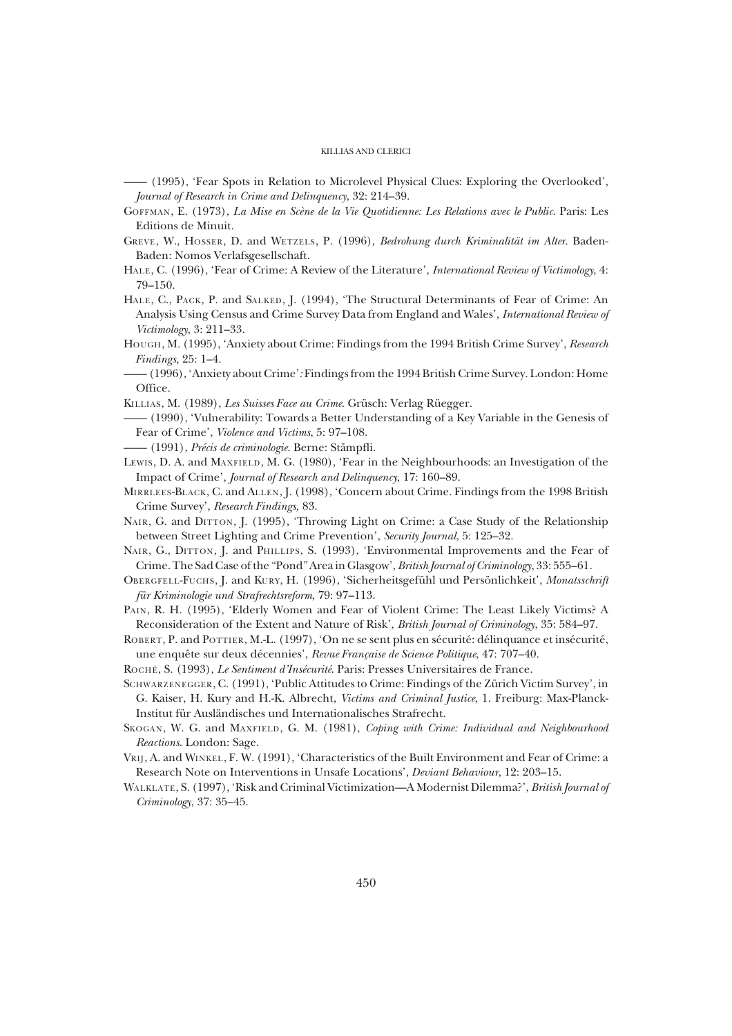—— (1995), 'Fear Spots in Relation to Microlevel Physical Clues: Exploring the Overlooked', *Journal of Research in Crime and Delinquency*, 32: 214–39.

Goffman, E. (1973), *La Mise en Scène de la Vie Quotidienne: Les Relations avec le Public*. Paris: Les Editions de Minuit.

Greve, W., Hosser, D. and Wetzels, P. (1996), *Bedrohung durch Kriminalität im Alter*. Baden-Baden: Nomos Verlafsgesellschaft.

Hale, C. (1996), 'Fear of Crime: A Review of the Literature', *International Review of Victimology*, 4: 79–150.

Hale, C., Pack, P. and Salked, J. (1994), 'The Structural Determinants of Fear of Crime: An Analysis Using Census and Crime Survey Data from England and Wales', *International Review of Victimology*, 3: 211–33.

Hough, M. (1995), 'Anxiety about Crime: Findings from the 1994 British Crime Survey', *Research Findings*, 25: 1–4.

—— (1996), 'Anxiety about Crime'*:* Findings from the 1994 British Crime Survey. London: Home Office.

Killias, M. (1989), *Les Suisses Face au Crime*. Grüsch: Verlag Rüegger.

—— (1990), 'Vulnerability: Towards a Better Understanding of a Key Variable in the Genesis of Fear of Crime', *Violence and Victims*, 5: 97–108.

—— (1991), *Précis de criminologie*. Berne: Stämpfli.

Lewis, D. A. and Maxfield, M. G. (1980), 'Fear in the Neighbourhoods: an Investigation of the Impact of Crime', *Journal of Research and Delinquency*, 17: 160–89.

Mirrlees-Black, C. and Allen, J. (1998), 'Concern about Crime. Findings from the 1998 British Crime Survey', *Research Findings,* 83.

Nair, G. and Ditton, J. (1995), 'Throwing Light on Crime: a Case Study of the Relationship between Street Lighting and Crime Prevention', *Security Journal*, 5: 125–32.

Nair, G., Ditton, J. and Phillips, S. (1993), 'Environmental Improvements and the Fear of Crime. The Sad Case of the "Pond" Area in Glasgow', *British Journal of Criminology*, 33: 555–61.

Obergfell-Fuchs, J. and Kury, H. (1996), 'Sicherheitsgefühl und Persönlichkeit', *Monatsschrift für Kriminologie und Strafrechtsreform*, 79: 97–113.

Pain, R. H. (1995), 'Elderly Women and Fear of Violent Crime: The Least Likely Victims? A Reconsideration of the Extent and Nature of Risk', *British Journal of Criminology*, 35: 584–97.

Robert, P. and Pottier, M.-L. (1997), 'On ne se sent plus en sécurité: délinquance et insécurité, une enquête sur deux décennies', *Revue Française de Science Politique*, 47: 707–40.

Roché, S. (1993), *Le Sentiment d'Insécurité*. Paris: Presses Universitaires de France.

Schwarzenegger, C. (1991), 'Public Attitudes to Crime: Findings of the Zürich Victim Survey', in G. Kaiser, H. Kury and H.-K. Albrecht, *Victims and Criminal Justice*, 1. Freiburg: Max-Planck-Institut für Ausländisches und Internationalisches Strafrecht.

Skogan, W. G. and Maxfield, G. M. (1981), *Coping with Crime: Individual and Neighbourhood Reactions*. London: Sage.

Vrij, A. and Winkel, F. W. (1991), 'Characteristics of the Built Environment and Fear of Crime: a Research Note on Interventions in Unsafe Locations', *Deviant Behaviour*, 12: 203–15.

Walklate, S. (1997), 'Risk and Criminal Victimization—A Modernist Dilemma?', *British Journal of Criminology*, 37: 35–45.